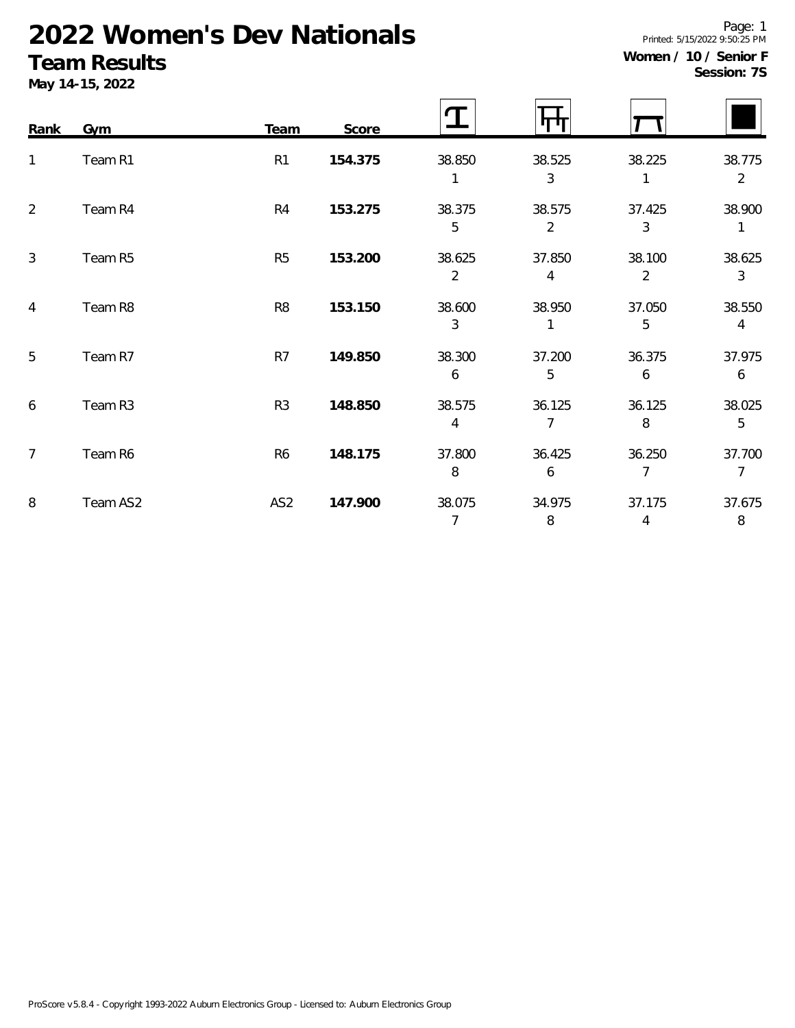# 2022 Women's Dev Nationals

## Team Results

**May 14-15, 2022**

**Women / 10 / Senior F**
**Session: 7S**

| Rank | Gym | Team | Score | Vault | Bars | Beam | Floor |
|---|---|---|---|---|---|---|---|
| 1 | Team R1 | R1 | **154.375** | 38.850 (1) | 38.525 (3) | 38.225 (1) | 38.775 (2) |
| 2 | Team R4 | R4 | **153.275** | 38.375 (5) | 38.575 (2) | 37.425 (3) | 38.900 (1) |
| 3 | Team R5 | R5 | **153.200** | 38.625 (2) | 37.850 (4) | 38.100 (2) | 38.625 (3) |
| 4 | Team R8 | R8 | **153.150** | 38.600 (3) | 38.950 (1) | 37.050 (5) | 38.550 (4) |
| 5 | Team R7 | R7 | **149.850** | 38.300 (6) | 37.200 (5) | 36.375 (6) | 37.975 (6) |
| 6 | Team R3 | R3 | **148.850** | 38.575 (4) | 36.125 (7) | 36.125 (8) | 38.025 (5) |
| 7 | Team R6 | R6 | **148.175** | 37.800 (8) | 36.425 (6) | 36.250 (7) | 37.700 (7) |
| 8 | Team AS2 | AS2 | **147.900** | 38.075 (7) | 34.975 (8) | 37.175 (4) | 37.675 (8) |

ProScore v5.8.4 - Copyright 1993-2022 Auburn Electronics Group - Licensed to: Auburn Electronics Group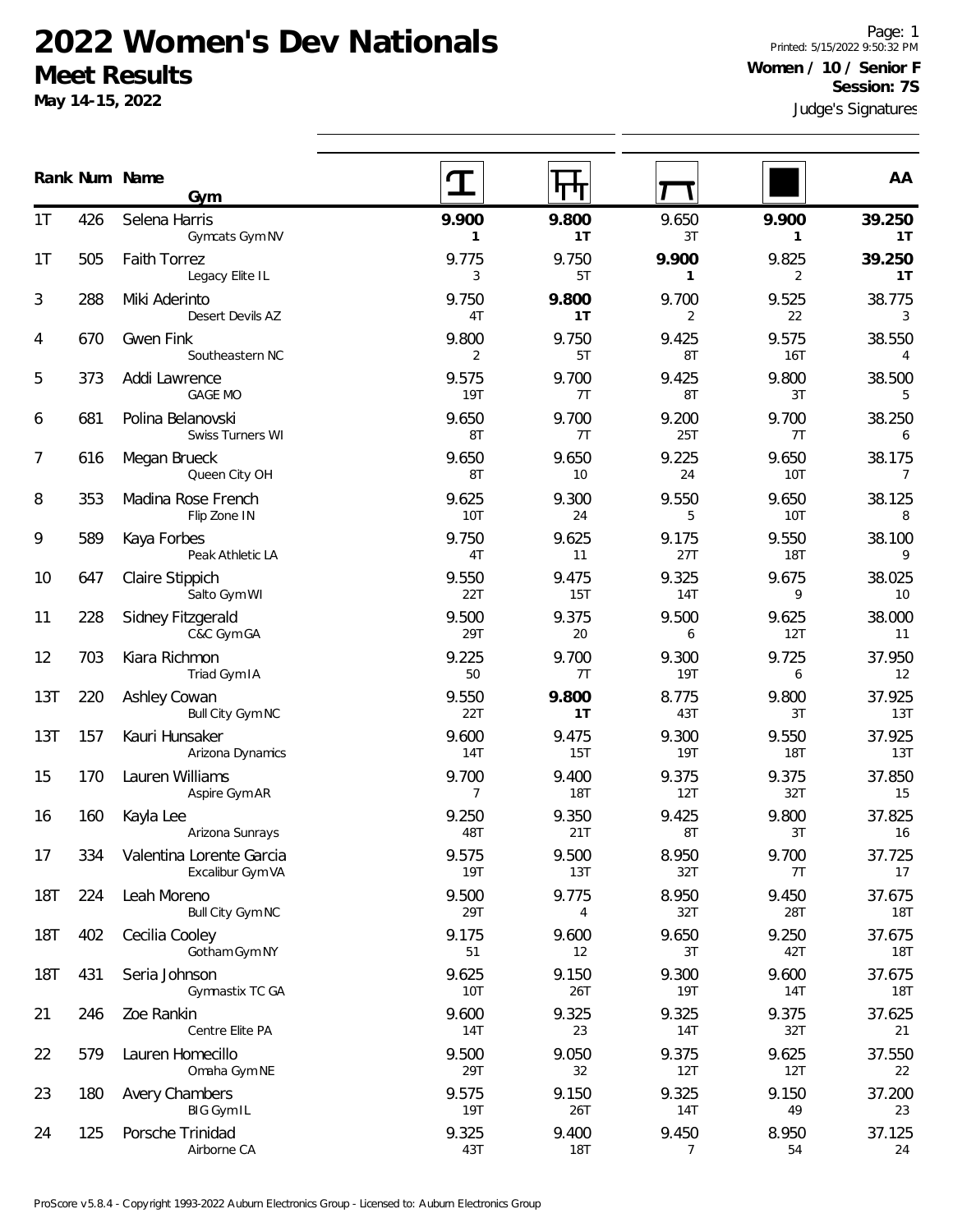# 2022 Women's Dev Nationals

## Meet Results

**May 14-15, 2022**

Printed: 5/15/2022 9:50:32 PM

**Women / 10 / Senior F**

**Session: 7S**

Judge's Signatures

| Rank | Num | Name / Gym | Vault | Bars | Beam | Floor | AA |
|---|---|---|---|---|---|---|---|
| 1T | 426 | Selena Harris<br>Gymcats Gym NV | **9.900**<br>**1** | **9.800**<br>**1T** | 9.650<br>3T | **9.900**<br>**1** | **39.250**<br>**1T** |
| 1T | 505 | Faith Torrez<br>Legacy Elite IL | 9.775<br>3 | 9.750<br>5T | **9.900**<br>**1** | 9.825<br>2 | **39.250**<br>**1T** |
| 3 | 288 | Miki Aderinto<br>Desert Devils AZ | 9.750<br>4T | **9.800**<br>**1T** | 9.700<br>2 | 9.525<br>22 | 38.775<br>3 |
| 4 | 670 | Gwen Fink<br>Southeastern NC | 9.800<br>2 | 9.750<br>5T | 9.425<br>8T | 9.575<br>16T | 38.550<br>4 |
| 5 | 373 | Addi Lawrence<br>GAGE MO | 9.575<br>19T | 9.700<br>7T | 9.425<br>8T | 9.800<br>3T | 38.500<br>5 |
| 6 | 681 | Polina Belanovski<br>Swiss Turners WI | 9.650<br>8T | 9.700<br>7T | 9.200<br>25T | 9.700<br>7T | 38.250<br>6 |
| 7 | 616 | Megan Brueck<br>Queen City OH | 9.650<br>8T | 9.650<br>10 | 9.225<br>24 | 9.650<br>10T | 38.175<br>7 |
| 8 | 353 | Madina Rose French<br>Flip Zone IN | 9.625<br>10T | 9.300<br>24 | 9.550<br>5 | 9.650<br>10T | 38.125<br>8 |
| 9 | 589 | Kaya Forbes<br>Peak Athletic LA | 9.750<br>4T | 9.625<br>11 | 9.175<br>27T | 9.550<br>18T | 38.100<br>9 |
| 10 | 647 | Claire Stippich<br>Salto Gym WI | 9.550<br>22T | 9.475<br>15T | 9.325<br>14T | 9.675<br>9 | 38.025<br>10 |
| 11 | 228 | Sidney Fitzgerald<br>C&C Gym GA | 9.500<br>29T | 9.375<br>20 | 9.500<br>6 | 9.625<br>12T | 38.000<br>11 |
| 12 | 703 | Kiara Richmon<br>Triad Gym IA | 9.225<br>50 | 9.700<br>7T | 9.300<br>19T | 9.725<br>6 | 37.950<br>12 |
| 13T | 220 | Ashley Cowan<br>Bull City Gym NC | 9.550<br>22T | **9.800**<br>**1T** | 8.775<br>43T | 9.800<br>3T | 37.925<br>13T |
| 13T | 157 | Kauri Hunsaker<br>Arizona Dynamics | 9.600<br>14T | 9.475<br>15T | 9.300<br>19T | 9.550<br>18T | 37.925<br>13T |
| 15 | 170 | Lauren Williams<br>Aspire Gym AR | 9.700<br>7 | 9.400<br>18T | 9.375<br>12T | 9.375<br>32T | 37.850<br>15 |
| 16 | 160 | Kayla Lee<br>Arizona Sunrays | 9.250<br>48T | 9.350<br>21T | 9.425<br>8T | 9.800<br>3T | 37.825<br>16 |
| 17 | 334 | Valentina Lorente Garcia<br>Excalibur Gym VA | 9.575<br>19T | 9.500<br>13T | 8.950<br>32T | 9.700<br>7T | 37.725<br>17 |
| 18T | 224 | Leah Moreno<br>Bull City Gym NC | 9.500<br>29T | 9.775<br>4 | 8.950<br>32T | 9.450<br>28T | 37.675<br>18T |
| 18T | 402 | Cecilia Cooley<br>Gotham Gym NY | 9.175<br>51 | 9.600<br>12 | 9.650<br>3T | 9.250<br>42T | 37.675<br>18T |
| 18T | 431 | Seria Johnson<br>Gymnastix TC GA | 9.625<br>10T | 9.150<br>26T | 9.300<br>19T | 9.600<br>14T | 37.675<br>18T |
| 21 | 246 | Zoe Rankin<br>Centre Elite PA | 9.600<br>14T | 9.325<br>23 | 9.325<br>14T | 9.375<br>32T | 37.625<br>21 |
| 22 | 579 | Lauren Homecillo<br>Omaha Gym NE | 9.500<br>29T | 9.050<br>32 | 9.375<br>12T | 9.625<br>12T | 37.550<br>22 |
| 23 | 180 | Avery Chambers<br>BIG Gym IL | 9.575<br>19T | 9.150<br>26T | 9.325<br>14T | 9.150<br>49 | 37.200<br>23 |
| 24 | 125 | Porsche Trinidad<br>Airborne CA | 9.325<br>43T | 9.400<br>18T | 9.450<br>7 | 8.950<br>54 | 37.125<br>24 |

ProScore v5.8.4 - Copyright 1993-2022 Auburn Electronics Group - Licensed to: Auburn Electronics Group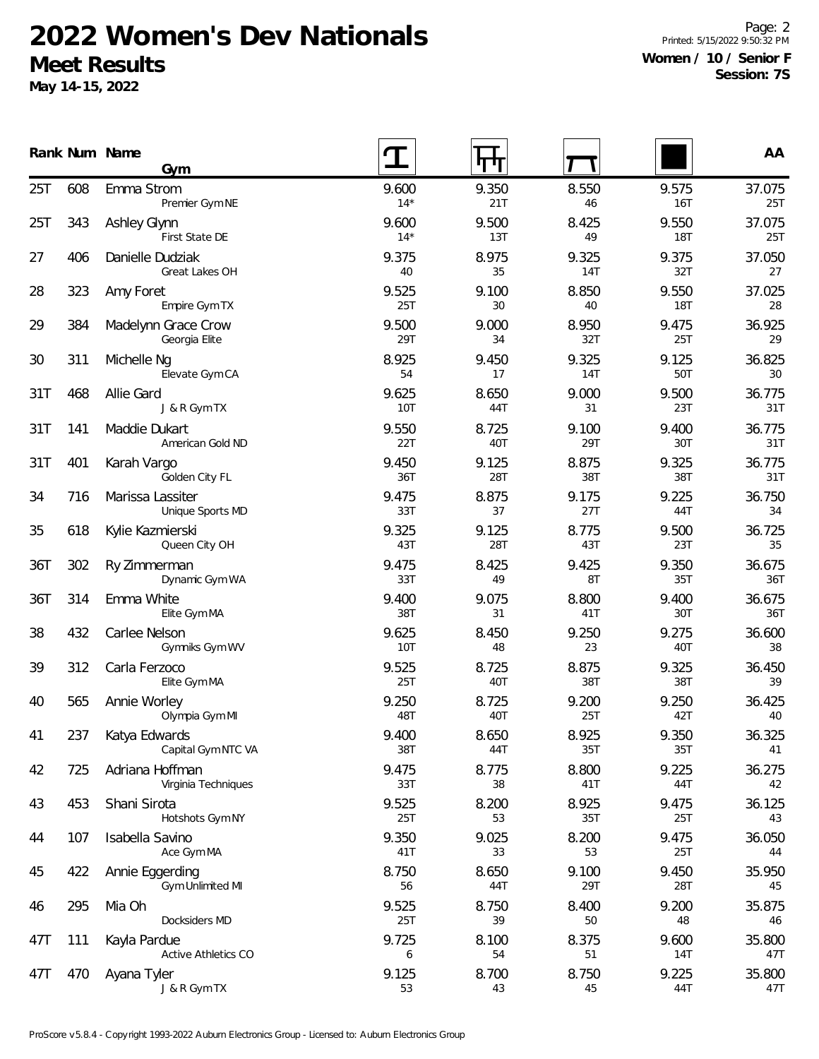# 2022 Women's Dev Nationals

## Meet Results

**May 14-15, 2022**

Printed: 5/15/2022 9:50:32 PM

**Women / 10 / Senior F**
**Session: 7S**

| Rank | Num | Name / Gym | Vault | Bars | Beam | Floor | AA |
|---|---|---|---|---|---|---|---|
| 25T | 608 | Emma Strom<br>Premier Gym NE | 9.600<br>14* | 9.350<br>21T | 8.550<br>46 | 9.575<br>16T | 37.075<br>25T |
| 25T | 343 | Ashley Glynn<br>First State DE | 9.600<br>14* | 9.500<br>13T | 8.425<br>49 | 9.550<br>18T | 37.075<br>25T |
| 27 | 406 | Danielle Dudziak<br>Great Lakes OH | 9.375<br>40 | 8.975<br>35 | 9.325<br>14T | 9.375<br>32T | 37.050<br>27 |
| 28 | 323 | Amy Foret<br>Empire Gym TX | 9.525<br>25T | 9.100<br>30 | 8.850<br>40 | 9.550<br>18T | 37.025<br>28 |
| 29 | 384 | Madelynn Grace Crow<br>Georgia Elite | 9.500<br>29T | 9.000<br>34 | 8.950<br>32T | 9.475<br>25T | 36.925<br>29 |
| 30 | 311 | Michelle Ng<br>Elevate Gym CA | 8.925<br>54 | 9.450<br>17 | 9.325<br>14T | 9.125<br>50T | 36.825<br>30 |
| 31T | 468 | Allie Gard<br>J & R Gym TX | 9.625<br>10T | 8.650<br>44T | 9.000<br>31 | 9.500<br>23T | 36.775<br>31T |
| 31T | 141 | Maddie Dukart<br>American Gold ND | 9.550<br>22T | 8.725<br>40T | 9.100<br>29T | 9.400<br>30T | 36.775<br>31T |
| 31T | 401 | Karah Vargo<br>Golden City FL | 9.450<br>36T | 9.125<br>28T | 8.875<br>38T | 9.325<br>38T | 36.775<br>31T |
| 34 | 716 | Marissa Lassiter<br>Unique Sports MD | 9.475<br>33T | 8.875<br>37 | 9.175<br>27T | 9.225<br>44T | 36.750<br>34 |
| 35 | 618 | Kylie Kazmierski<br>Queen City OH | 9.325<br>43T | 9.125<br>28T | 8.775<br>43T | 9.500<br>23T | 36.725<br>35 |
| 36T | 302 | Ry Zimmerman<br>Dynamic Gym WA | 9.475<br>33T | 8.425<br>49 | 9.425<br>8T | 9.350<br>35T | 36.675<br>36T |
| 36T | 314 | Emma White<br>Elite Gym MA | 9.400<br>38T | 9.075<br>31 | 8.800<br>41T | 9.400<br>30T | 36.675<br>36T |
| 38 | 432 | Carlee Nelson<br>Gymniks Gym WV | 9.625<br>10T | 8.450<br>48 | 9.250<br>23 | 9.275<br>40T | 36.600<br>38 |
| 39 | 312 | Carla Ferzoco<br>Elite Gym MA | 9.525<br>25T | 8.725<br>40T | 8.875<br>38T | 9.325<br>38T | 36.450<br>39 |
| 40 | 565 | Annie Worley<br>Olympia Gym MI | 9.250<br>48T | 8.725<br>40T | 9.200<br>25T | 9.250<br>42T | 36.425<br>40 |
| 41 | 237 | Katya Edwards<br>Capital Gym NTC VA | 9.400<br>38T | 8.650<br>44T | 8.925<br>35T | 9.350<br>35T | 36.325<br>41 |
| 42 | 725 | Adriana Hoffman<br>Virginia Techniques | 9.475<br>33T | 8.775<br>38 | 8.800<br>41T | 9.225<br>44T | 36.275<br>42 |
| 43 | 453 | Shani Sirota<br>Hotshots Gym NY | 9.525<br>25T | 8.200<br>53 | 8.925<br>35T | 9.475<br>25T | 36.125<br>43 |
| 44 | 107 | Isabella Savino<br>Ace Gym MA | 9.350<br>41T | 9.025<br>33 | 8.200<br>53 | 9.475<br>25T | 36.050<br>44 |
| 45 | 422 | Annie Eggerding<br>Gym Unlimited MI | 8.750<br>56 | 8.650<br>44T | 9.100<br>29T | 9.450<br>28T | 35.950<br>45 |
| 46 | 295 | Mia Oh<br>Docksiders MD | 9.525<br>25T | 8.750<br>39 | 8.400<br>50 | 9.200<br>48 | 35.875<br>46 |
| 47T | 111 | Kayla Pardue<br>Active Athletics CO | 9.725<br>6 | 8.100<br>54 | 8.375<br>51 | 9.600<br>14T | 35.800<br>47T |
| 47T | 470 | Ayana Tyler<br>J & R Gym TX | 9.125<br>53 | 8.700<br>43 | 8.750<br>45 | 9.225<br>44T | 35.800<br>47T |

ProScore v5.8.4 - Copyright 1993-2022 Auburn Electronics Group - Licensed to: Auburn Electronics Group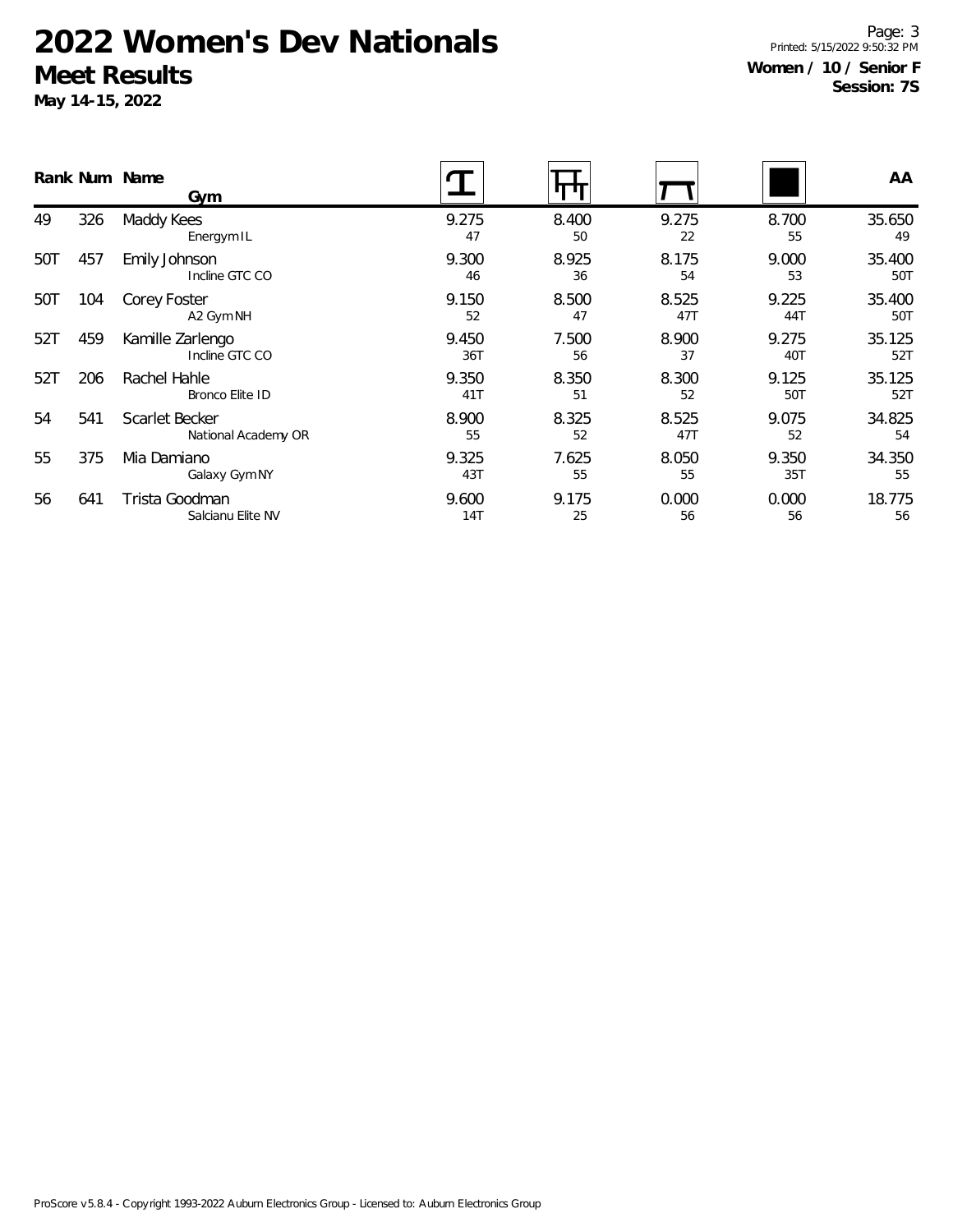# 2022 Women's Dev Nationals

## Meet Results

**May 14-15, 2022**

**Women / 10 / Senior F**
**Session: 7S**

| Rank | Num | Name / Gym | Vault | Bars | Beam | Floor | AA |
|---|---|---|---|---|---|---|---|
| 49 | 326 | Maddy Kees<br>Energym IL | 9.275<br>47 | 8.400<br>50 | 9.275<br>22 | 8.700<br>55 | 35.650<br>49 |
| 50T | 457 | Emily Johnson<br>Incline GTC CO | 9.300<br>46 | 8.925<br>36 | 8.175<br>54 | 9.000<br>53 | 35.400<br>50T |
| 50T | 104 | Corey Foster<br>A2 Gym NH | 9.150<br>52 | 8.500<br>47 | 8.525<br>47T | 9.225<br>44T | 35.400<br>50T |
| 52T | 459 | Kamille Zarlengo<br>Incline GTC CO | 9.450<br>36T | 7.500<br>56 | 8.900<br>37 | 9.275<br>40T | 35.125<br>52T |
| 52T | 206 | Rachel Hahle<br>Bronco Elite ID | 9.350<br>41T | 8.350<br>51 | 8.300<br>52 | 9.125<br>50T | 35.125<br>52T |
| 54 | 541 | Scarlet Becker<br>National Academy OR | 8.900<br>55 | 8.325<br>52 | 8.525<br>47T | 9.075<br>52 | 34.825<br>54 |
| 55 | 375 | Mia Damiano<br>Galaxy Gym NY | 9.325<br>43T | 7.625<br>55 | 8.050<br>55 | 9.350<br>35T | 34.350<br>55 |
| 56 | 641 | Trista Goodman<br>Salcianu Elite NV | 9.600<br>14T | 9.175<br>25 | 0.000<br>56 | 0.000<br>56 | 18.775<br>56 |